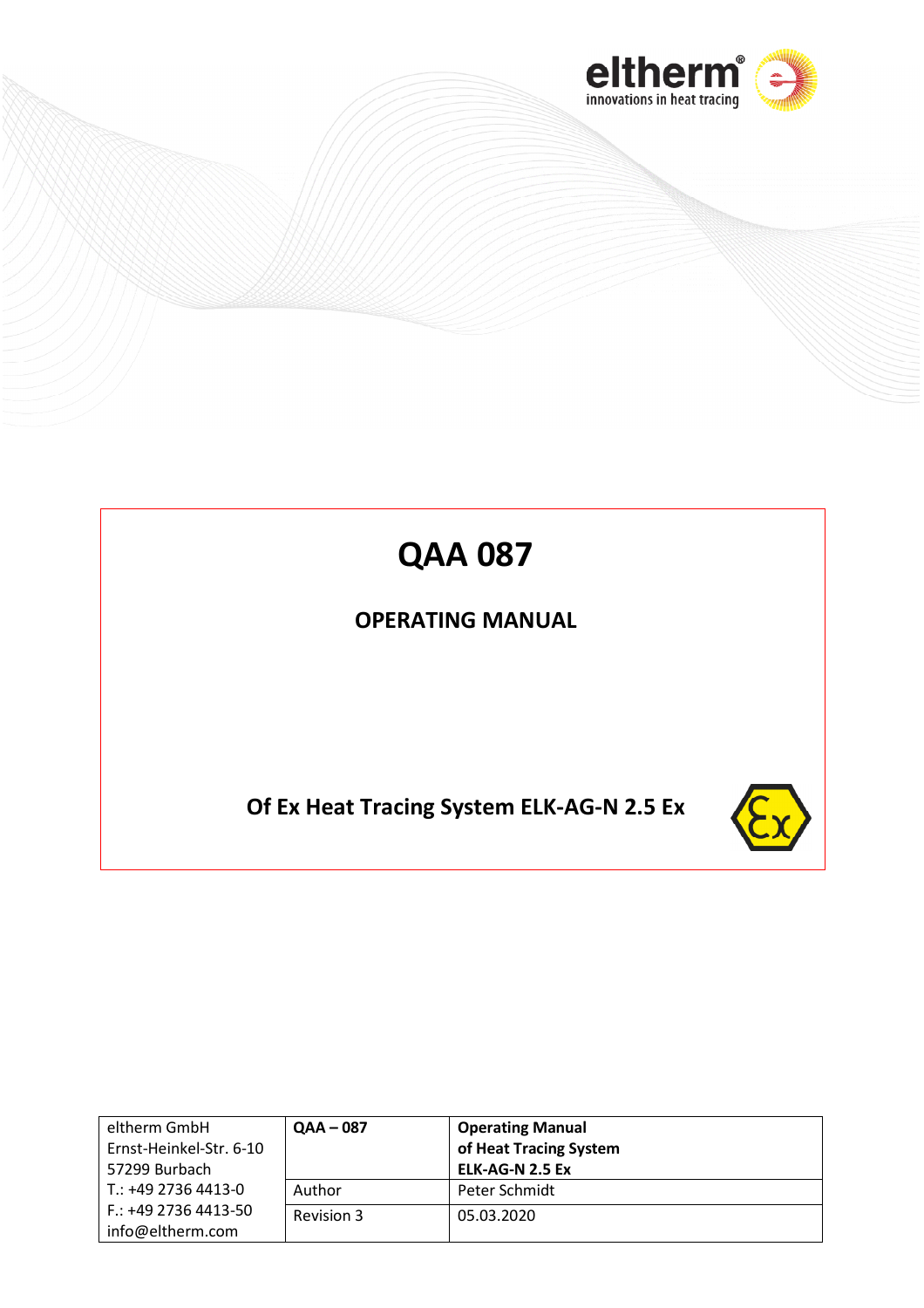# QAA 087

## OPERATING MANUAL

**Of Ex Heat Tracing System ELK-AG-N 2.5 Ex**

| eltherm GmbH<br>Ernst-Heinkel-Str. 6-10<br>57299 Burbach<br>T.: +49 2736 4413-0<br>F.: +49 2736 4413-50<br>info@eltherm.com | **QAA – 087** | **Operating Manual of Heat Tracing System ELK-AG-N 2.5 Ex** |
|---|---|---|
| | Author | Peter Schmidt |
| | Revision 3 | 05.03.2020 |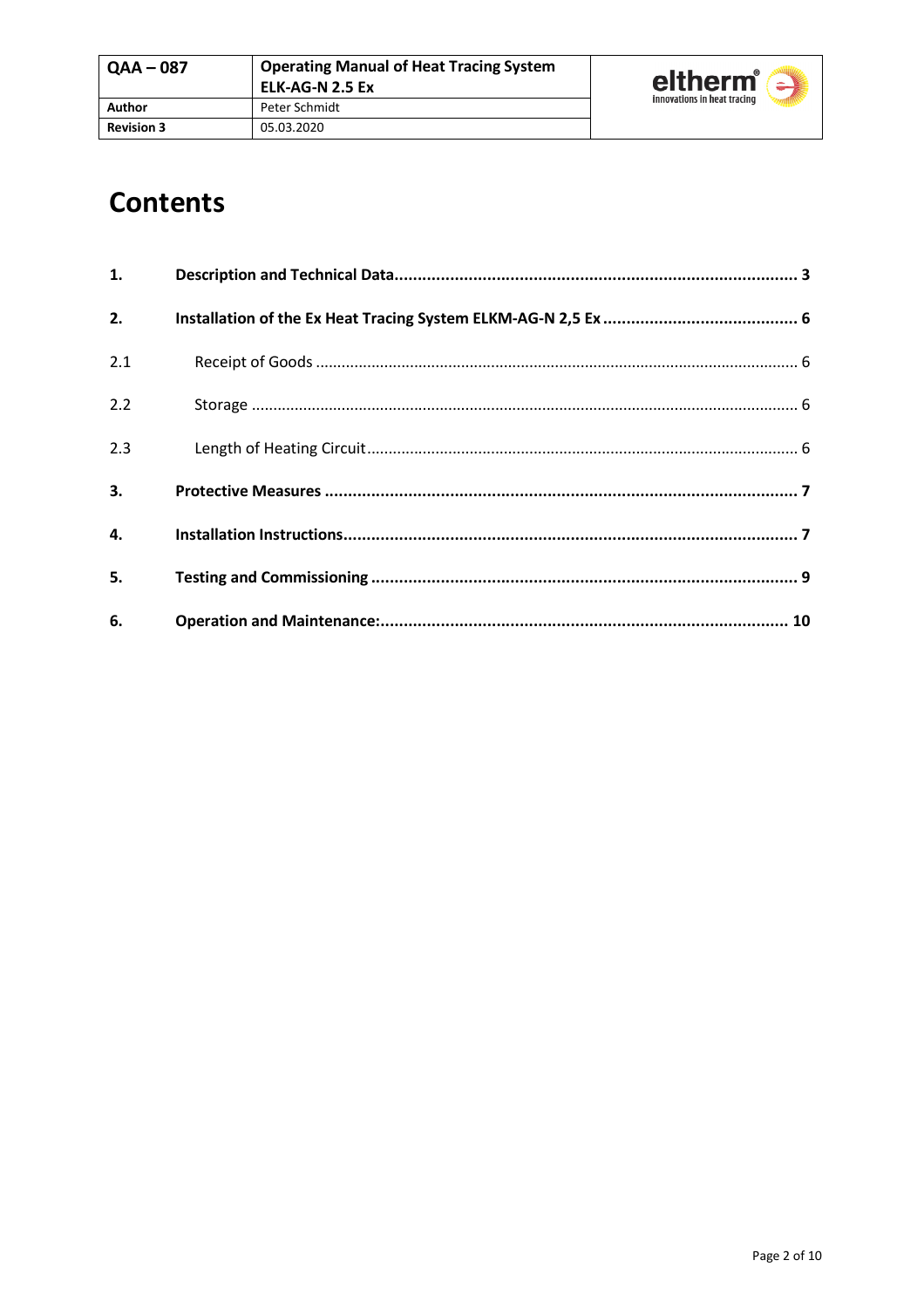# Contents

| | | |
|---|---|---|
| **1.** | **Description and Technical Data** | **3** |
| **2.** | **Installation of the Ex Heat Tracing System ELKM-AG-N 2,5 Ex** | **6** |
| 2.1 | Receipt of Goods | 6 |
| 2.2 | Storage | 6 |
| 2.3 | Length of Heating Circuit | 6 |
| **3.** | **Protective Measures** | **7** |
| **4.** | **Installation Instructions** | **7** |
| **5.** | **Testing and Commissioning** | **9** |
| **6.** | **Operation and Maintenance:** | **10** |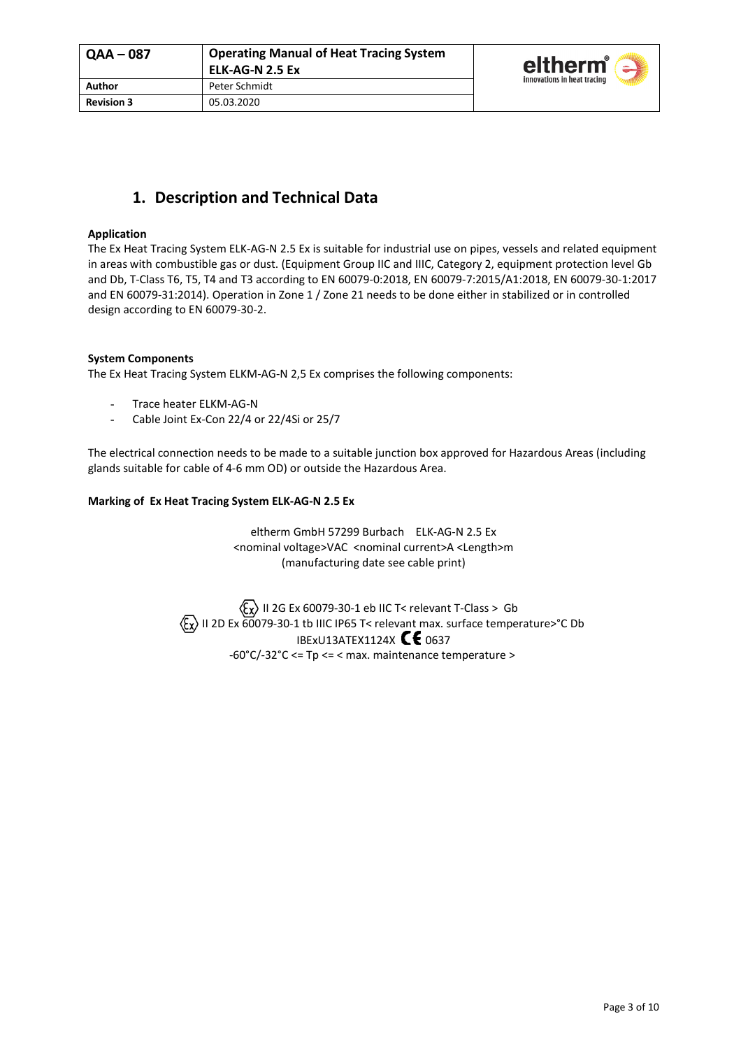# 1. Description and Technical Data

**Application**

The Ex Heat Tracing System ELK-AG-N 2.5 Ex is suitable for industrial use on pipes, vessels and related equipment in areas with combustible gas or dust. (Equipment Group IIC and IIIC, Category 2, equipment protection level Gb and Db, T-Class T6, T5, T4 and T3 according to EN 60079-0:2018, EN 60079-7:2015/A1:2018, EN 60079-30-1:2017 and EN 60079-31:2014). Operation in Zone 1 / Zone 21 needs to be done either in stabilized or in controlled design according to EN 60079-30-2.

**System Components**

The Ex Heat Tracing System ELKM-AG-N 2,5 Ex comprises the following components:

- Trace heater ELKM-AG-N
- Cable Joint Ex-Con 22/4 or 22/4Si or 25/7

The electrical connection needs to be made to a suitable junction box approved for Hazardous Areas (including glands suitable for cable of 4-6 mm OD) or outside the Hazardous Area.

**Marking of Ex Heat Tracing System ELK-AG-N 2.5 Ex**

eltherm GmbH 57299 Burbach ELK-AG-N 2.5 Ex
<nominal voltage>VAC <nominal current>A <Length>m
(manufacturing date see cable print)

Ex II 2G Ex 60079-30-1 eb IIC T< relevant T-Class > Gb
Ex II 2D Ex 60079-30-1 tb IIIC IP65 T< relevant max. surface temperature>°C Db
IBExU13ATEX1124X CE 0637
-60°C/-32°C <= Tp <= < max. maintenance temperature >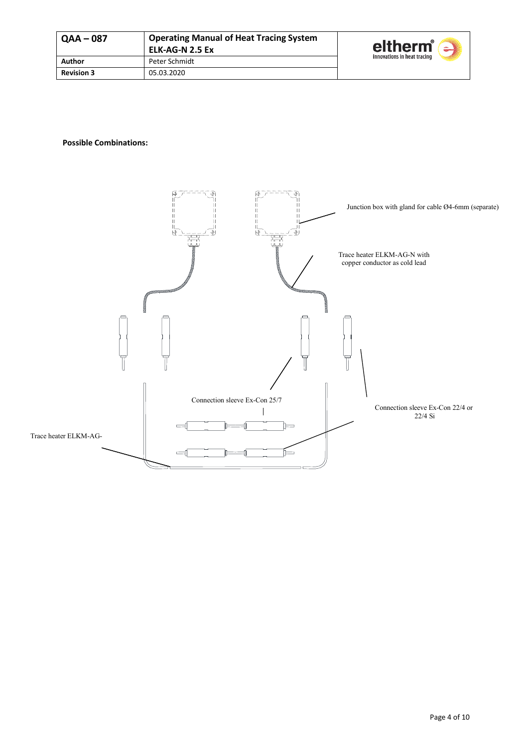**Possible Combinations:**

Junction box with gland for cable Ø4-6mm (separate)

Trace heater ELKM-AG-N with copper conductor as cold lead

Connection sleeve Ex-Con 25/7

Connection sleeve Ex-Con 22/4 or 22/4 Si

Trace heater ELKM-AG-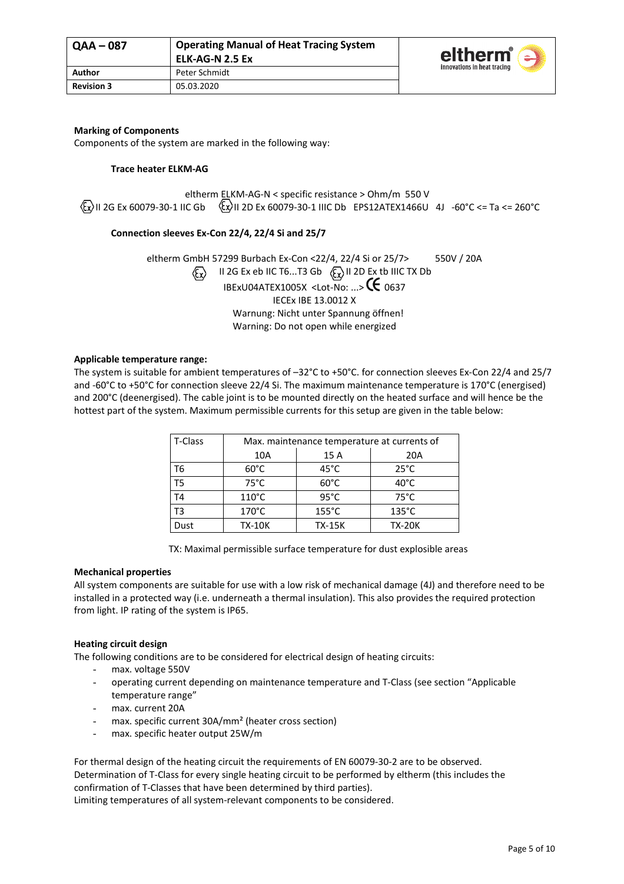**Marking of Components**

Components of the system are marked in the following way:

**Trace heater ELKM-AG**

eltherm ELKM-AG-N < specific resistance > Ohm/m 550 V

Ⓔx II 2G Ex 60079-30-1 IIC Gb Ⓔx II 2D Ex 60079-30-1 IIIC Db EPS12ATEX1466U 4J -60°C <= Ta <= 260°C

**Connection sleeves Ex-Con 22/4, 22/4 Si and 25/7**

eltherm GmbH 57299 Burbach Ex-Con <22/4, 22/4 Si or 25/7> 550V / 20A

Ⓔx II 2G Ex eb IIC T6...T3 Gb Ⓔx II 2D Ex tb IIIC TX Db

IBExU04ATEX1005X <Lot-No: ...> CE 0637

IECEx IBE 13.0012 X

Warnung: Nicht unter Spannung öffnen!

Warning: Do not open while energized

**Applicable temperature range:**

The system is suitable for ambient temperatures of –32°C to +50°C. for connection sleeves Ex-Con 22/4 and 25/7 and -60°C to +50°C for connection sleeve 22/4 Si. The maximum maintenance temperature is 170°C (energised) and 200°C (deenergised). The cable joint is to be mounted directly on the heated surface and will hence be the hottest part of the system. Maximum permissible currents for this setup are given in the table below:

| T-Class | Max. maintenance temperature at currents of | | |
|---|---|---|---|
| | 10A | 15 A | 20A |
| T6 | 60°C | 45°C | 25°C |
| T5 | 75°C | 60°C | 40°C |
| T4 | 110°C | 95°C | 75°C |
| T3 | 170°C | 155°C | 135°C |
| Dust | TX-10K | TX-15K | TX-20K |

TX: Maximal permissible surface temperature for dust explosible areas

**Mechanical properties**

All system components are suitable for use with a low risk of mechanical damage (4J) and therefore need to be installed in a protected way (i.e. underneath a thermal insulation). This also provides the required protection from light. IP rating of the system is IP65.

**Heating circuit design**

The following conditions are to be considered for electrical design of heating circuits:

- max. voltage 550V
- operating current depending on maintenance temperature and T-Class (see section "Applicable temperature range"
- max. current 20A
- max. specific current 30A/mm² (heater cross section)
- max. specific heater output 25W/m

For thermal design of the heating circuit the requirements of EN 60079-30-2 are to be observed.
Determination of T-Class for every single heating circuit to be performed by eltherm (this includes the confirmation of T-Classes that have been determined by third parties).
Limiting temperatures of all system-relevant components to be considered.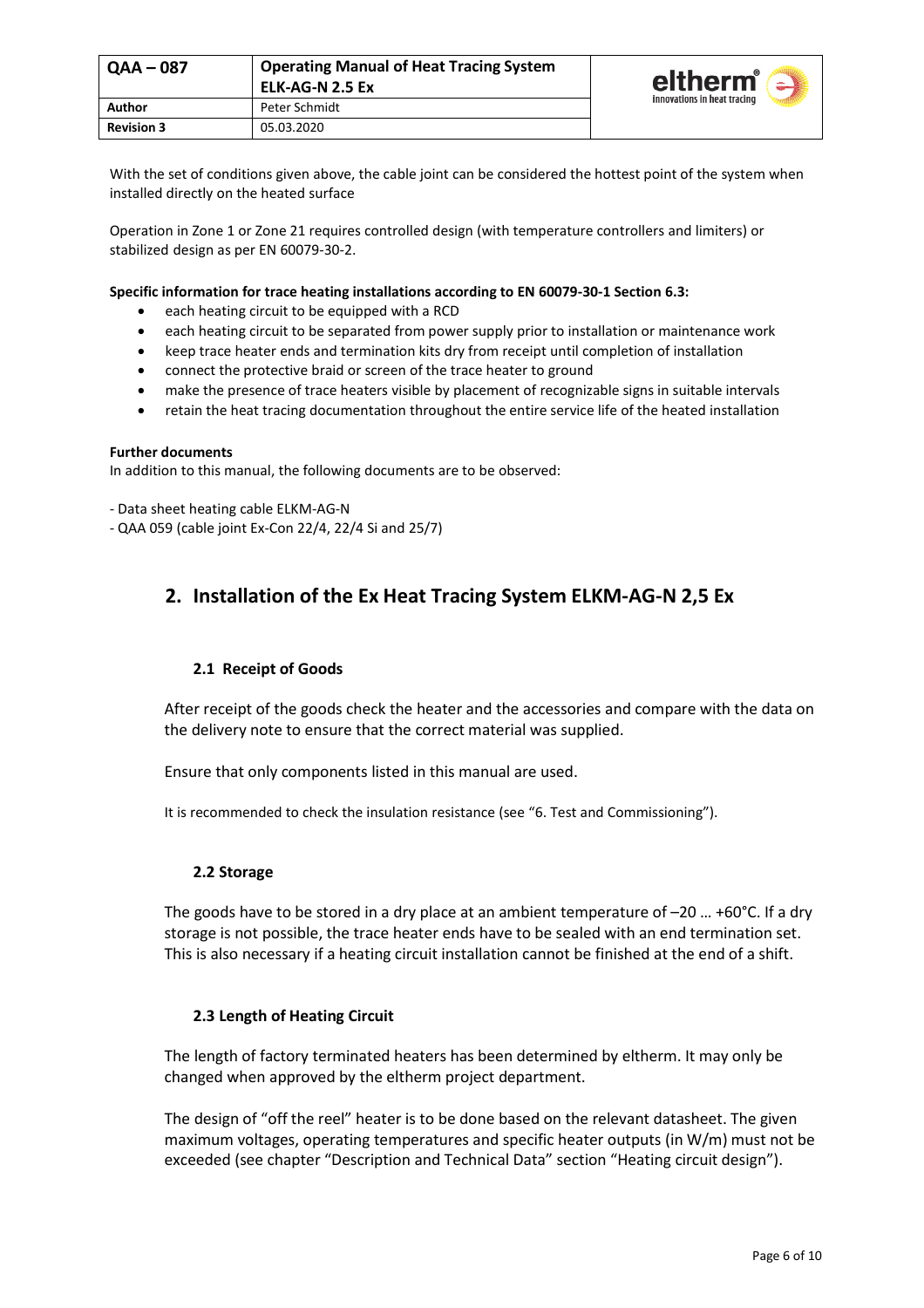With the set of conditions given above, the cable joint can be considered the hottest point of the system when installed directly on the heated surface

Operation in Zone 1 or Zone 21 requires controlled design (with temperature controllers and limiters) or stabilized design as per EN 60079-30-2.

**Specific information for trace heating installations according to EN 60079-30-1 Section 6.3:**

- each heating circuit to be equipped with a RCD
- each heating circuit to be separated from power supply prior to installation or maintenance work
- keep trace heater ends and termination kits dry from receipt until completion of installation
- connect the protective braid or screen of the trace heater to ground
- make the presence of trace heaters visible by placement of recognizable signs in suitable intervals
- retain the heat tracing documentation throughout the entire service life of the heated installation

**Further documents**

In addition to this manual, the following documents are to be observed:

- Data sheet heating cable ELKM-AG-N
- QAA 059 (cable joint Ex-Con 22/4, 22/4 Si and 25/7)

## 2. Installation of the Ex Heat Tracing System ELKM-AG-N 2,5 Ex

### 2.1 Receipt of Goods

After receipt of the goods check the heater and the accessories and compare with the data on the delivery note to ensure that the correct material was supplied.

Ensure that only components listed in this manual are used.

It is recommended to check the insulation resistance (see "6. Test and Commissioning").

### 2.2 Storage

The goods have to be stored in a dry place at an ambient temperature of –20 … +60°C. If a dry storage is not possible, the trace heater ends have to be sealed with an end termination set. This is also necessary if a heating circuit installation cannot be finished at the end of a shift.

### 2.3 Length of Heating Circuit

The length of factory terminated heaters has been determined by eltherm. It may only be changed when approved by the eltherm project department.

The design of "off the reel" heater is to be done based on the relevant datasheet. The given maximum voltages, operating temperatures and specific heater outputs (in W/m) must not be exceeded (see chapter "Description and Technical Data" section "Heating circuit design").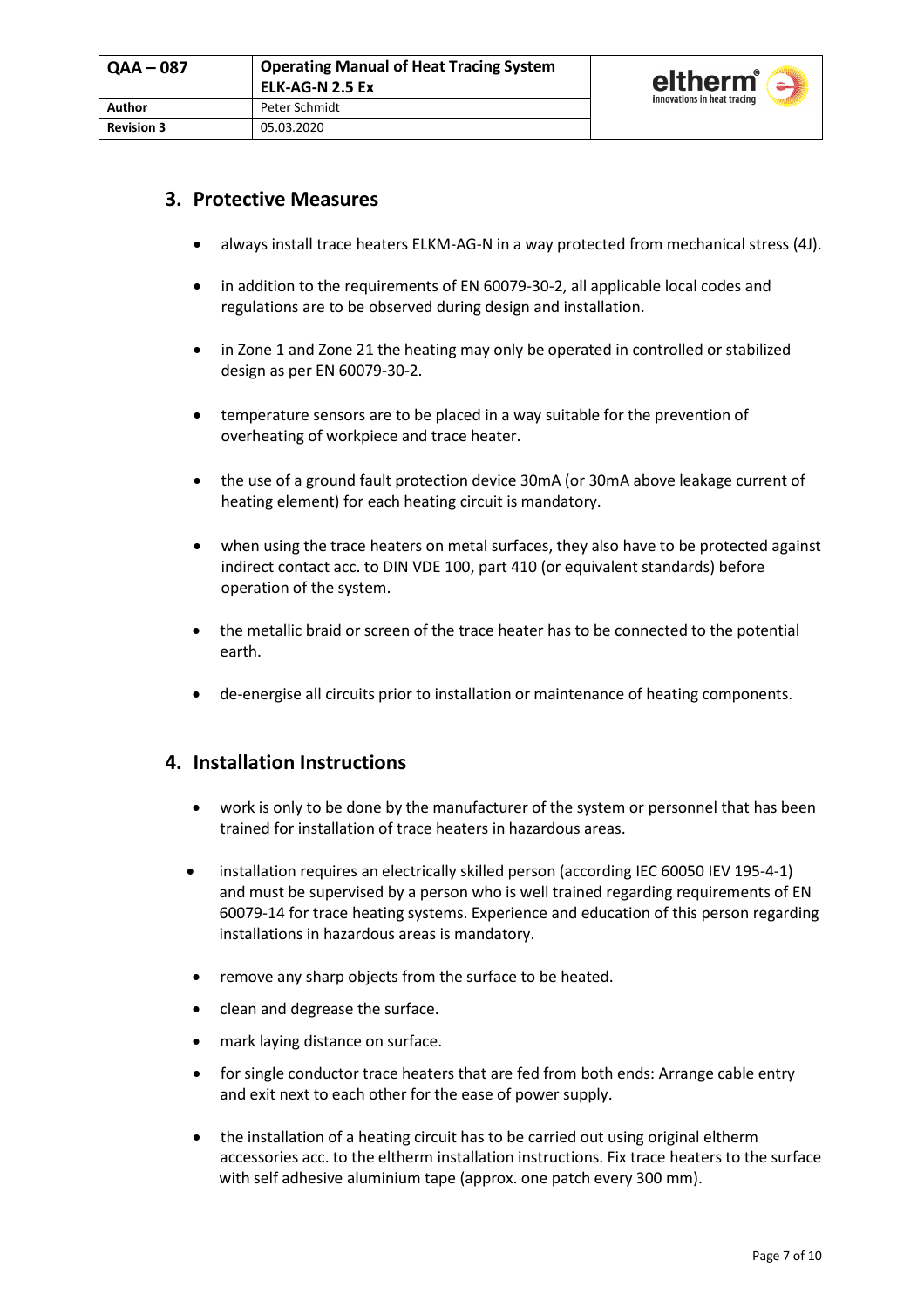## 3. Protective Measures

- always install trace heaters ELKM-AG-N in a way protected from mechanical stress (4J).
- in addition to the requirements of EN 60079-30-2, all applicable local codes and regulations are to be observed during design and installation.
- in Zone 1 and Zone 21 the heating may only be operated in controlled or stabilized design as per EN 60079-30-2.
- temperature sensors are to be placed in a way suitable for the prevention of overheating of workpiece and trace heater.
- the use of a ground fault protection device 30mA (or 30mA above leakage current of heating element) for each heating circuit is mandatory.
- when using the trace heaters on metal surfaces, they also have to be protected against indirect contact acc. to DIN VDE 100, part 410 (or equivalent standards) before operation of the system.
- the metallic braid or screen of the trace heater has to be connected to the potential earth.
- de-energise all circuits prior to installation or maintenance of heating components.

## 4. Installation Instructions

- work is only to be done by the manufacturer of the system or personnel that has been trained for installation of trace heaters in hazardous areas.
- installation requires an electrically skilled person (according IEC 60050 IEV 195-4-1) and must be supervised by a person who is well trained regarding requirements of EN 60079-14 for trace heating systems. Experience and education of this person regarding installations in hazardous areas is mandatory.
- remove any sharp objects from the surface to be heated.
- clean and degrease the surface.
- mark laying distance on surface.
- for single conductor trace heaters that are fed from both ends: Arrange cable entry and exit next to each other for the ease of power supply.
- the installation of a heating circuit has to be carried out using original eltherm accessories acc. to the eltherm installation instructions. Fix trace heaters to the surface with self adhesive aluminium tape (approx. one patch every 300 mm).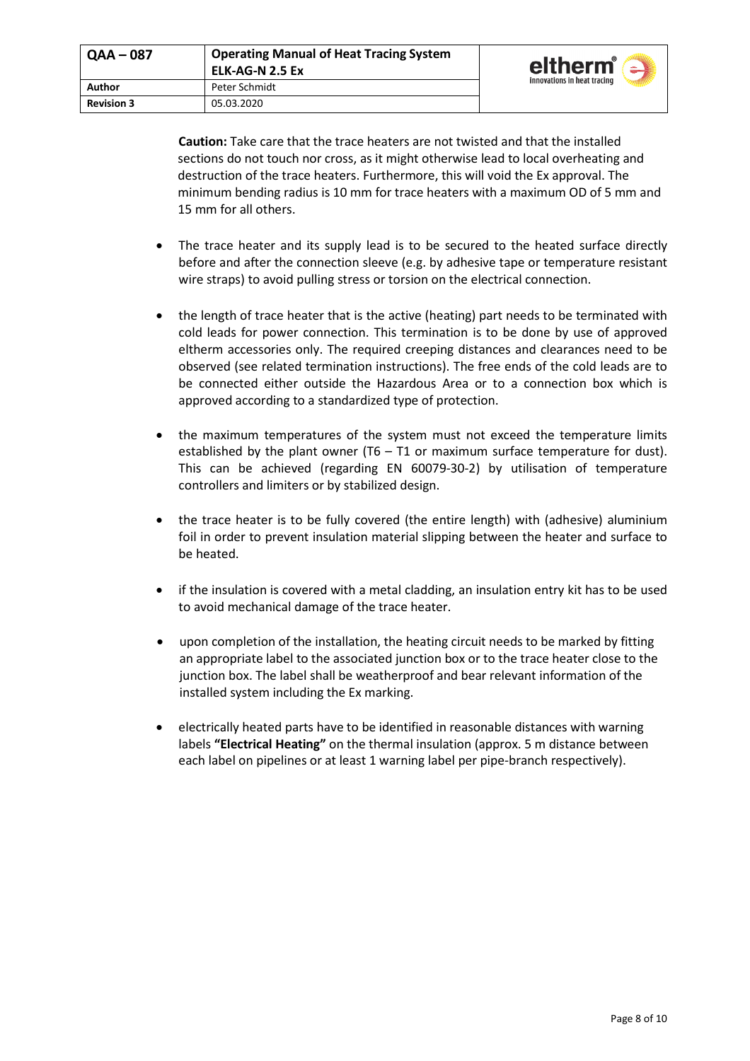**Caution:** Take care that the trace heaters are not twisted and that the installed sections do not touch nor cross, as it might otherwise lead to local overheating and destruction of the trace heaters. Furthermore, this will void the Ex approval. The minimum bending radius is 10 mm for trace heaters with a maximum OD of 5 mm and 15 mm for all others.

- The trace heater and its supply lead is to be secured to the heated surface directly before and after the connection sleeve (e.g. by adhesive tape or temperature resistant wire straps) to avoid pulling stress or torsion on the electrical connection.

- the length of trace heater that is the active (heating) part needs to be terminated with cold leads for power connection. This termination is to be done by use of approved eltherm accessories only. The required creeping distances and clearances need to be observed (see related termination instructions). The free ends of the cold leads are to be connected either outside the Hazardous Area or to a connection box which is approved according to a standardized type of protection.

- the maximum temperatures of the system must not exceed the temperature limits established by the plant owner (T6 – T1 or maximum surface temperature for dust). This can be achieved (regarding EN 60079-30-2) by utilisation of temperature controllers and limiters or by stabilized design.

- the trace heater is to be fully covered (the entire length) with (adhesive) aluminium foil in order to prevent insulation material slipping between the heater and surface to be heated.

- if the insulation is covered with a metal cladding, an insulation entry kit has to be used to avoid mechanical damage of the trace heater.

- upon completion of the installation, the heating circuit needs to be marked by fitting an appropriate label to the associated junction box or to the trace heater close to the junction box. The label shall be weatherproof and bear relevant information of the installed system including the Ex marking.

- electrically heated parts have to be identified in reasonable distances with warning labels **"Electrical Heating"** on the thermal insulation (approx. 5 m distance between each label on pipelines or at least 1 warning label per pipe-branch respectively).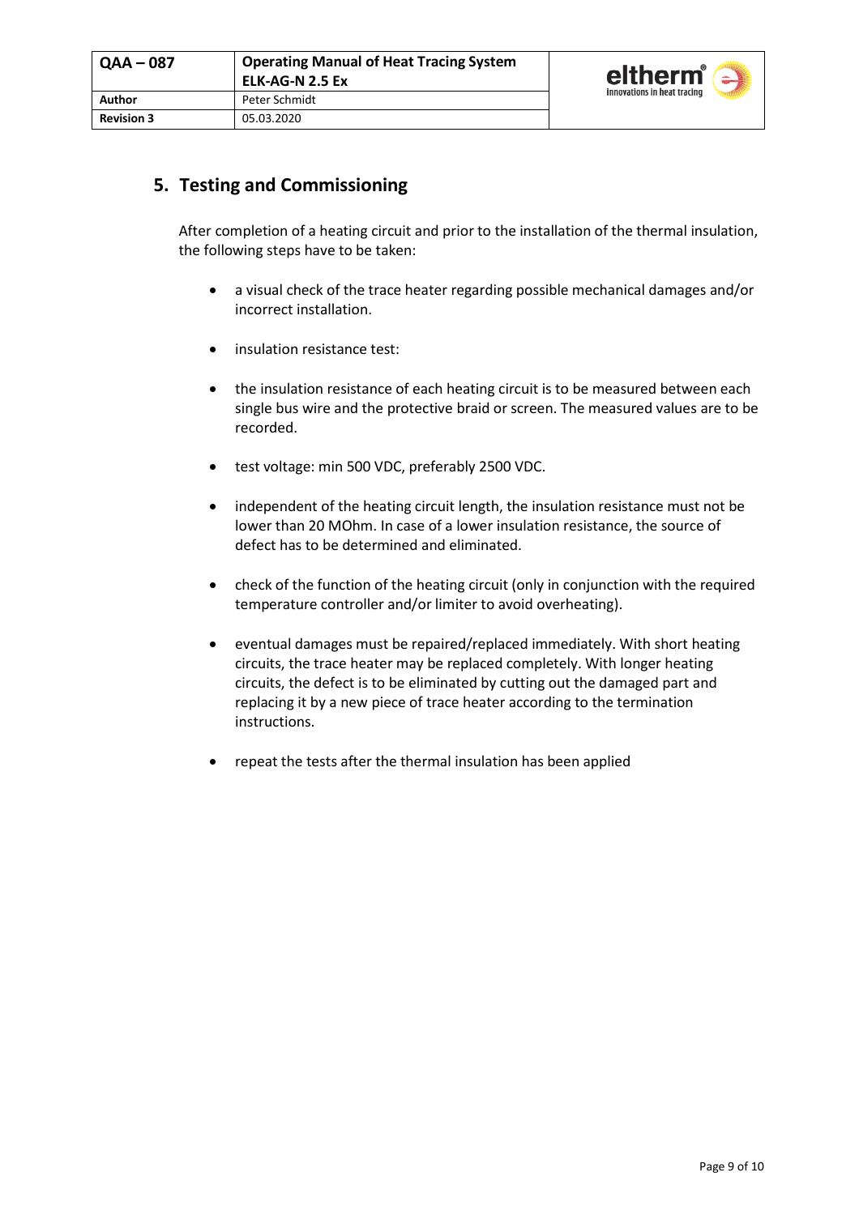## 5. Testing and Commissioning

After completion of a heating circuit and prior to the installation of the thermal insulation, the following steps have to be taken:

- a visual check of the trace heater regarding possible mechanical damages and/or incorrect installation.
- insulation resistance test:
- the insulation resistance of each heating circuit is to be measured between each single bus wire and the protective braid or screen. The measured values are to be recorded.
- test voltage: min 500 VDC, preferably 2500 VDC.
- independent of the heating circuit length, the insulation resistance must not be lower than 20 MOhm. In case of a lower insulation resistance, the source of defect has to be determined and eliminated.
- check of the function of the heating circuit (only in conjunction with the required temperature controller and/or limiter to avoid overheating).
- eventual damages must be repaired/replaced immediately. With short heating circuits, the trace heater may be replaced completely. With longer heating circuits, the defect is to be eliminated by cutting out the damaged part and replacing it by a new piece of trace heater according to the termination instructions.
- repeat the tests after the thermal insulation has been applied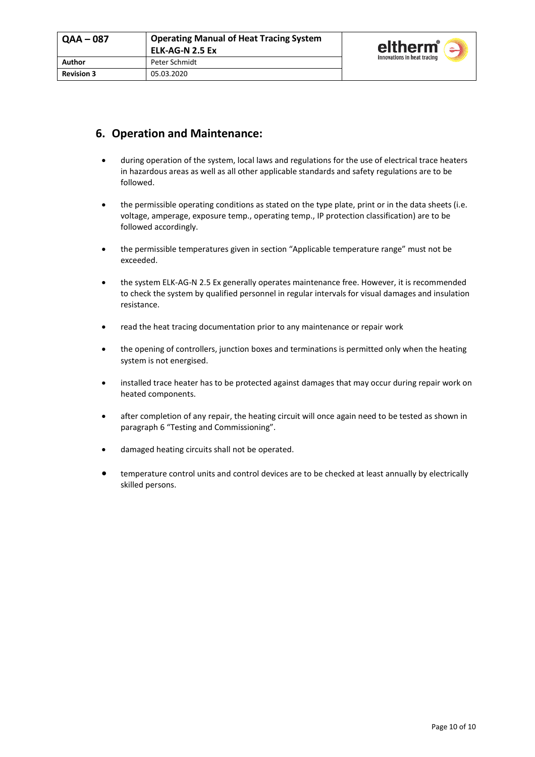## 6. Operation and Maintenance:

- during operation of the system, local laws and regulations for the use of electrical trace heaters in hazardous areas as well as all other applicable standards and safety regulations are to be followed.
- the permissible operating conditions as stated on the type plate, print or in the data sheets (i.e. voltage, amperage, exposure temp., operating temp., IP protection classification) are to be followed accordingly.
- the permissible temperatures given in section "Applicable temperature range" must not be exceeded.
- the system ELK-AG-N 2.5 Ex generally operates maintenance free. However, it is recommended to check the system by qualified personnel in regular intervals for visual damages and insulation resistance.
- read the heat tracing documentation prior to any maintenance or repair work
- the opening of controllers, junction boxes and terminations is permitted only when the heating system is not energised.
- installed trace heater has to be protected against damages that may occur during repair work on heated components.
- after completion of any repair, the heating circuit will once again need to be tested as shown in paragraph 6 "Testing and Commissioning".
- damaged heating circuits shall not be operated.
- temperature control units and control devices are to be checked at least annually by electrically skilled persons.